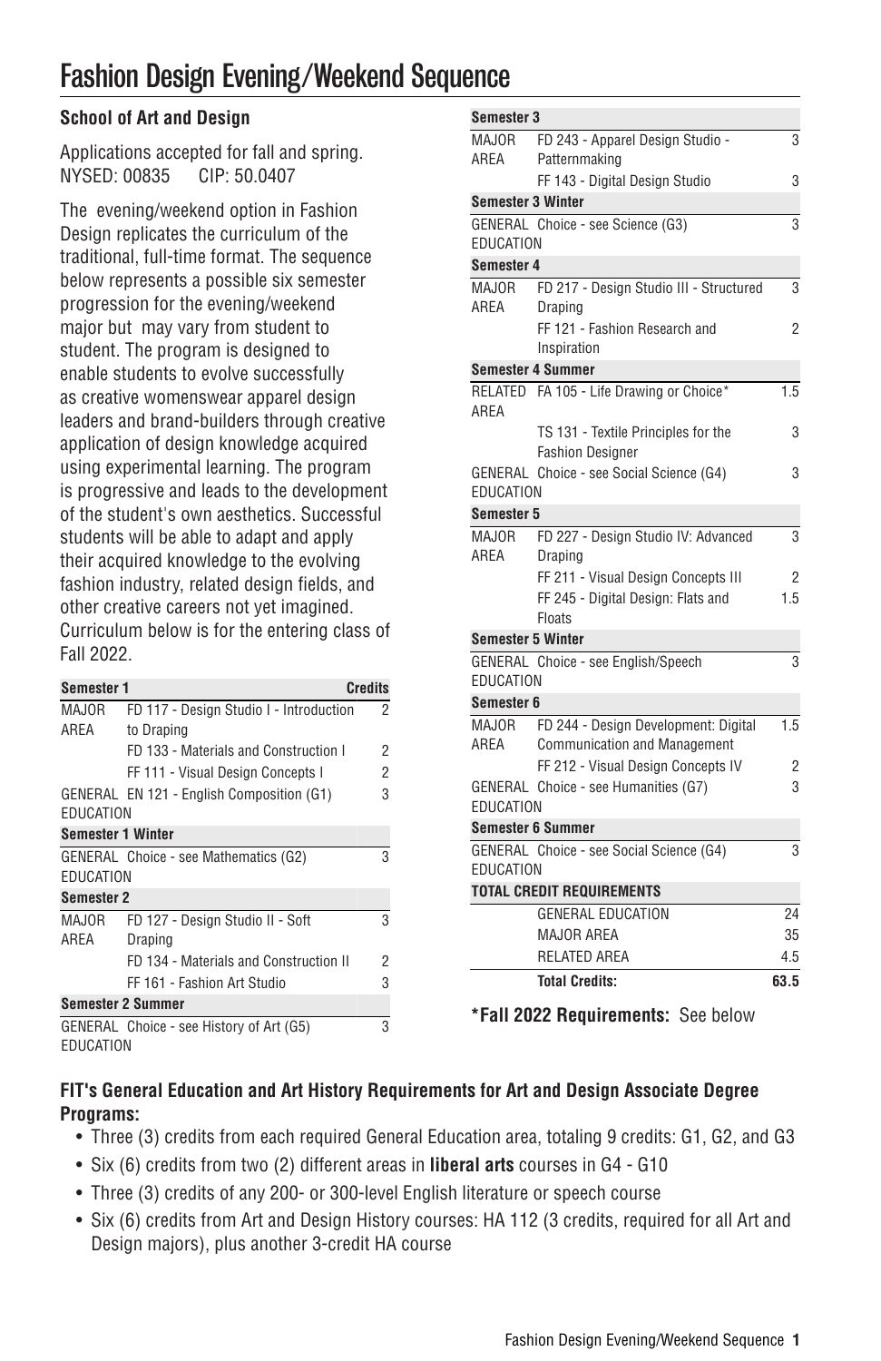# Fashion Design Evening/Weekend Sequence

**School of Art and Design**

Applications accepted for fall and spring.
NYSED: 00835 CIP: 50.0407

The evening/weekend option in Fashion Design replicates the curriculum of the traditional, full-time format. The sequence below represents a possible six semester progression for the evening/weekend major but may vary from student to student. The program is designed to enable students to evolve successfully as creative womenswear apparel design leaders and brand-builders through creative application of design knowledge acquired using experimental learning. The program is progressive and leads to the development of the student's own aesthetics. Successful students will be able to adapt and apply their acquired knowledge to the evolving fashion industry, related design fields, and other creative careers not yet imagined. Curriculum below is for the entering class of Fall 2022.

| Semester 1 | | Credits |
|---|---|---|
| MAJOR AREA | FD 117 - Design Studio I - Introduction to Draping | 2 |
| | FD 133 - Materials and Construction I | 2 |
| | FF 111 - Visual Design Concepts I | 2 |
| GENERAL EDUCATION | EN 121 - English Composition (G1) | 3 |
| **Semester 1 Winter** | | |
| GENERAL EDUCATION | Choice - see Mathematics (G2) | 3 |
| **Semester 2** | | |
| MAJOR AREA | FD 127 - Design Studio II - Soft Draping | 3 |
| | FD 134 - Materials and Construction II | 2 |
| | FF 161 - Fashion Art Studio | 3 |
| **Semester 2 Summer** | | |
| GENERAL EDUCATION | Choice - see History of Art (G5) | 3 |
| **Semester 3** | | |
| MAJOR AREA | FD 243 - Apparel Design Studio - Patternmaking | 3 |
| | FF 143 - Digital Design Studio | 3 |
| **Semester 3 Winter** | | |
| GENERAL EDUCATION | Choice - see Science (G3) | 3 |
| **Semester 4** | | |
| MAJOR AREA | FD 217 - Design Studio III - Structured Draping | 3 |
| | FF 121 - Fashion Research and Inspiration | 2 |
| **Semester 4 Summer** | | |
| RELATED AREA | FA 105 - Life Drawing or Choice* | 1.5 |
| | TS 131 - Textile Principles for the Fashion Designer | 3 |
| GENERAL EDUCATION | Choice - see Social Science (G4) | 3 |
| **Semester 5** | | |
| MAJOR AREA | FD 227 - Design Studio IV: Advanced Draping | 3 |
| | FF 211 - Visual Design Concepts III | 2 |
| | FF 245 - Digital Design: Flats and Floats | 1.5 |
| **Semester 5 Winter** | | |
| GENERAL EDUCATION | Choice - see English/Speech | 3 |
| **Semester 6** | | |
| MAJOR AREA | FD 244 - Design Development: Digital Communication and Management | 1.5 |
| | FF 212 - Visual Design Concepts IV | 2 |
| GENERAL EDUCATION | Choice - see Humanities (G7) | 3 |
| **Semester 6 Summer** | | |
| GENERAL EDUCATION | Choice - see Social Science (G4) | 3 |
| **TOTAL CREDIT REQUIREMENTS** | | |
| | GENERAL EDUCATION | 24 |
| | MAJOR AREA | 35 |
| | RELATED AREA | 4.5 |
| | **Total Credits:** | **63.5** |

**\*Fall 2022 Requirements:** See below

**FIT's General Education and Art History Requirements for Art and Design Associate Degree Programs:**

- Three (3) credits from each required General Education area, totaling 9 credits: G1, G2, and G3
- Six (6) credits from two (2) different areas in **liberal arts** courses in G4 - G10
- Three (3) credits of any 200- or 300-level English literature or speech course
- Six (6) credits from Art and Design History courses: HA 112 (3 credits, required for all Art and Design majors), plus another 3-credit HA course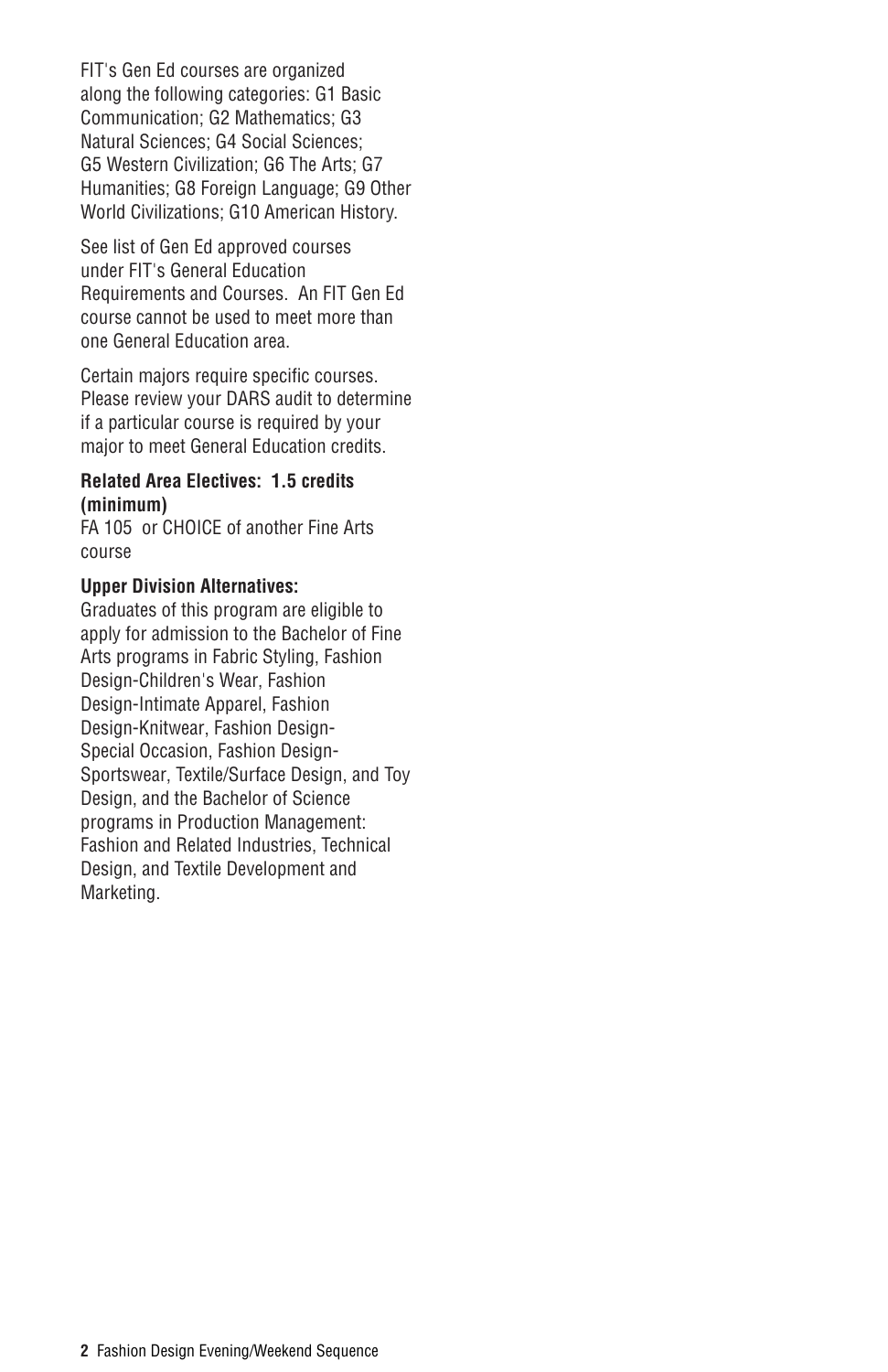FIT's Gen Ed courses are organized along the following categories: G1 Basic Communication; G2 Mathematics; G3 Natural Sciences; G4 Social Sciences; G5 Western Civilization; G6 The Arts; G7 Humanities; G8 Foreign Language; G9 Other World Civilizations; G10 American History.

See list of Gen Ed approved courses under FIT's General Education Requirements and Courses. An FIT Gen Ed course cannot be used to meet more than one General Education area.

Certain majors require specific courses. Please review your DARS audit to determine if a particular course is required by your major to meet General Education credits.

**Related Area Electives: 1.5 credits (minimum)**
FA 105 or CHOICE of another Fine Arts course

**Upper Division Alternatives:**
Graduates of this program are eligible to apply for admission to the Bachelor of Fine Arts programs in Fabric Styling, Fashion Design-Children's Wear, Fashion Design-Intimate Apparel, Fashion Design-Knitwear, Fashion Design-Special Occasion, Fashion Design-Sportswear, Textile/Surface Design, and Toy Design, and the Bachelor of Science programs in Production Management: Fashion and Related Industries, Technical Design, and Textile Development and Marketing.